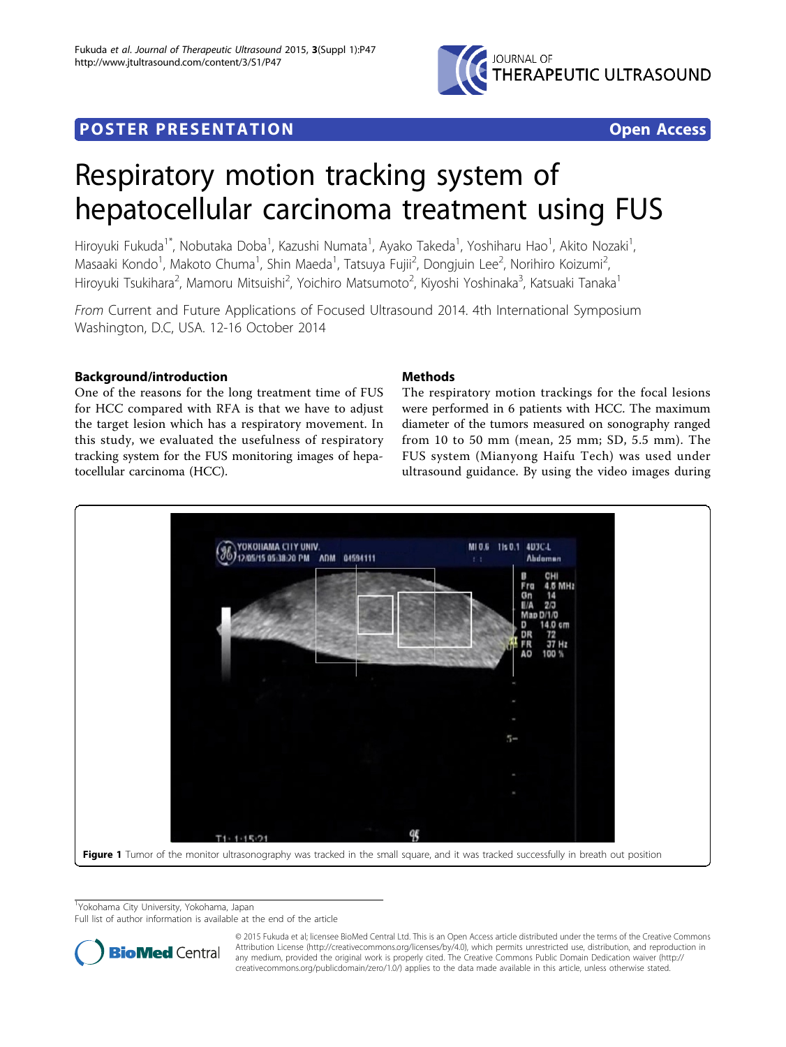# POSTER PRESENTATION

**Open Access**

# Respiratory motion tracking system of hepatocellular carcinoma treatment using FUS

Hiroyuki Fukuda[1*], Nobutaka Doba[1], Kazushi Numata[1], Ayako Takeda[1], Yoshiharu Hao[1], Akito Nozaki[1], Masaaki Kondo[1], Makoto Chuma[1], Shin Maeda[1], Tatsuya Fujii[2], Dongjuin Lee[2], Norihiro Koizumi[2], Hiroyuki Tsukihara[2], Mamoru Mitsuishi[2], Yoichiro Matsumoto[2], Kiyoshi Yoshinaka[3], Katsuaki Tanaka[1]

*From* Current and Future Applications of Focused Ultrasound 2014. 4th International Symposium
Washington, D.C, USA. 12-16 October 2014

## Background/introduction

One of the reasons for the long treatment time of FUS for HCC compared with RFA is that we have to adjust the target lesion which has a respiratory movement. In this study, we evaluated the usefulness of respiratory tracking system for the FUS monitoring images of hepatocellular carcinoma (HCC).

## Methods

The respiratory motion trackings for the focal lesions were performed in 6 patients with HCC. The maximum diameter of the tumors measured on sonography ranged from 10 to 50 mm (mean, 25 mm; SD, 5.5 mm). The FUS system (Mianyong Haifu Tech) was used under ultrasound guidance. By using the video images during

**Figure 1** Tumor of the monitor ultrasonography was tracked in the small square, and it was tracked successfully in breath out position

[1]Yokohama City University, Yokohama, Japan
Full list of author information is available at the end of the article

© 2015 Fukuda et al; licensee BioMed Central Ltd. This is an Open Access article distributed under the terms of the Creative Commons Attribution License (http://creativecommons.org/licenses/by/4.0), which permits unrestricted use, distribution, and reproduction in any medium, provided the original work is properly cited. The Creative Commons Public Domain Dedication waiver (http://creativecommons.org/publicdomain/zero/1.0/) applies to the data made available in this article, unless otherwise stated.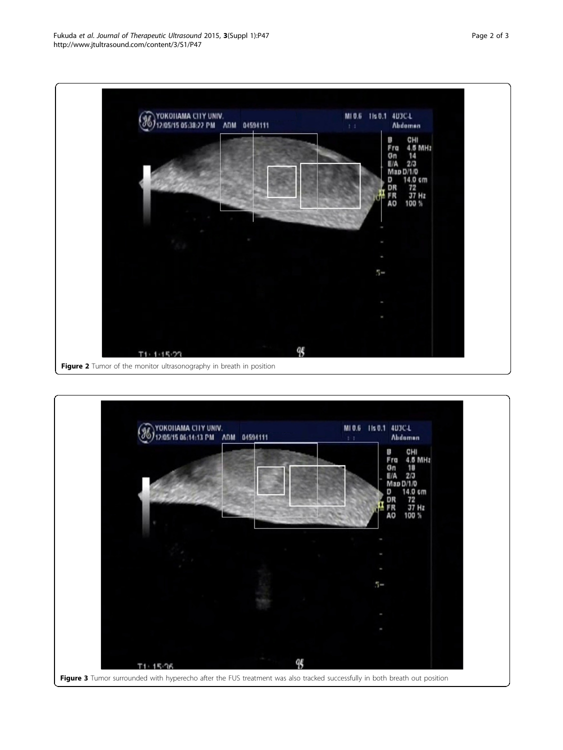Figure 2 Tumor of the monitor ultrasonography in breath in position

Figure 3 Tumor surrounded with hyperecho after the FUS treatment was also tracked successfully in both breath out position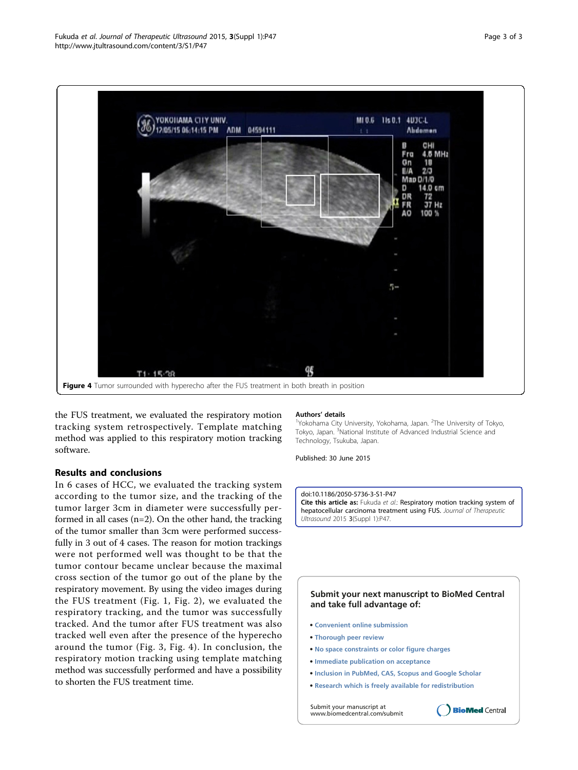Figure 4 Tumor surrounded with hyperecho after the FUS treatment in both breath in position

the FUS treatment, we evaluated the respiratory motion tracking system retrospectively. Template matching method was applied to this respiratory motion tracking software.

## Results and conclusions

In 6 cases of HCC, we evaluated the tracking system according to the tumor size, and the tracking of the tumor larger 3cm in diameter were successfully performed in all cases (n=2). On the other hand, the tracking of the tumor smaller than 3cm were performed successfully in 3 out of 4 cases. The reason for motion trackings were not performed well was thought to be that the tumor contour became unclear because the maximal cross section of the tumor go out of the plane by the respiratory movement. By using the video images during the FUS treatment (Fig. 1, Fig. 2), we evaluated the respiratory tracking, and the tumor was successfully tracked. And the tumor after FUS treatment was also tracked well even after the presence of the hyperecho around the tumor (Fig. 3, Fig. 4). In conclusion, the respiratory motion tracking using template matching method was successfully performed and have a possibility to shorten the FUS treatment time.

### Authors' details

[1]Yokohama City University, Yokohama, Japan. [2]The University of Tokyo, Tokyo, Japan. [3]National Institute of Advanced Industrial Science and Technology, Tsukuba, Japan.

Published: 30 June 2015

doi:10.1186/2050-5736-3-S1-P47
**Cite this article as:** Fukuda *et al.*: Respiratory motion tracking system of hepatocellular carcinoma treatment using FUS. *Journal of Therapeutic Ultrasound* 2015 **3**(Suppl 1):P47.

**Submit your next manuscript to BioMed Central and take full advantage of:**

- Convenient online submission
- Thorough peer review
- No space constraints or color figure charges
- Immediate publication on acceptance
- Inclusion in PubMed, CAS, Scopus and Google Scholar
- Research which is freely available for redistribution

Submit your manuscript at
www.biomedcentral.com/submit